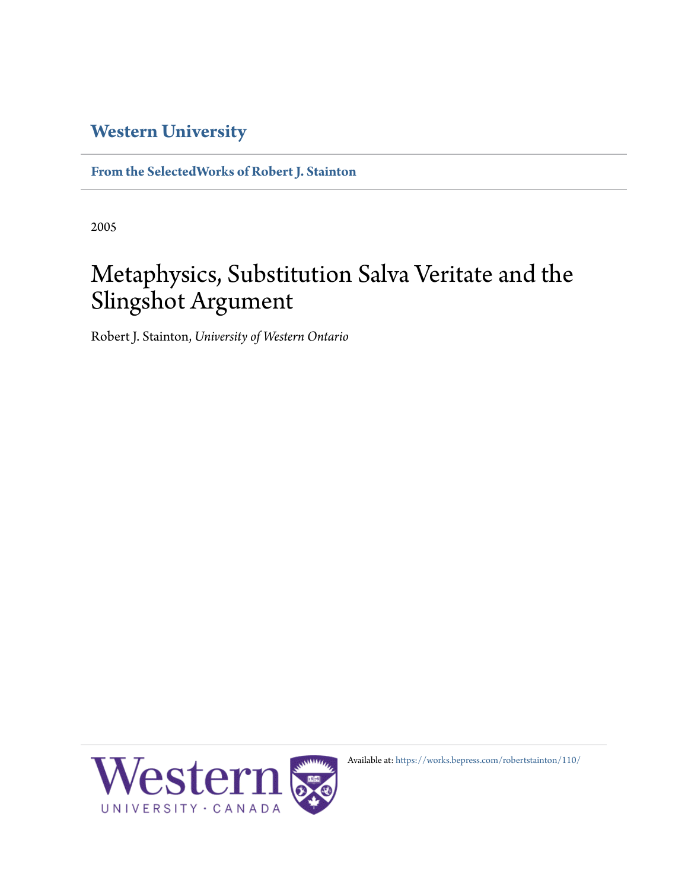**Western University**

**From the SelectedWorks of Robert J. Stainton**

2005

# Metaphysics, Substitution Salva Veritate and the Slingshot Argument

Robert J. Stainton, *University of Western Ontario*

Available at: https://works.bepress.com/robertstainton/110/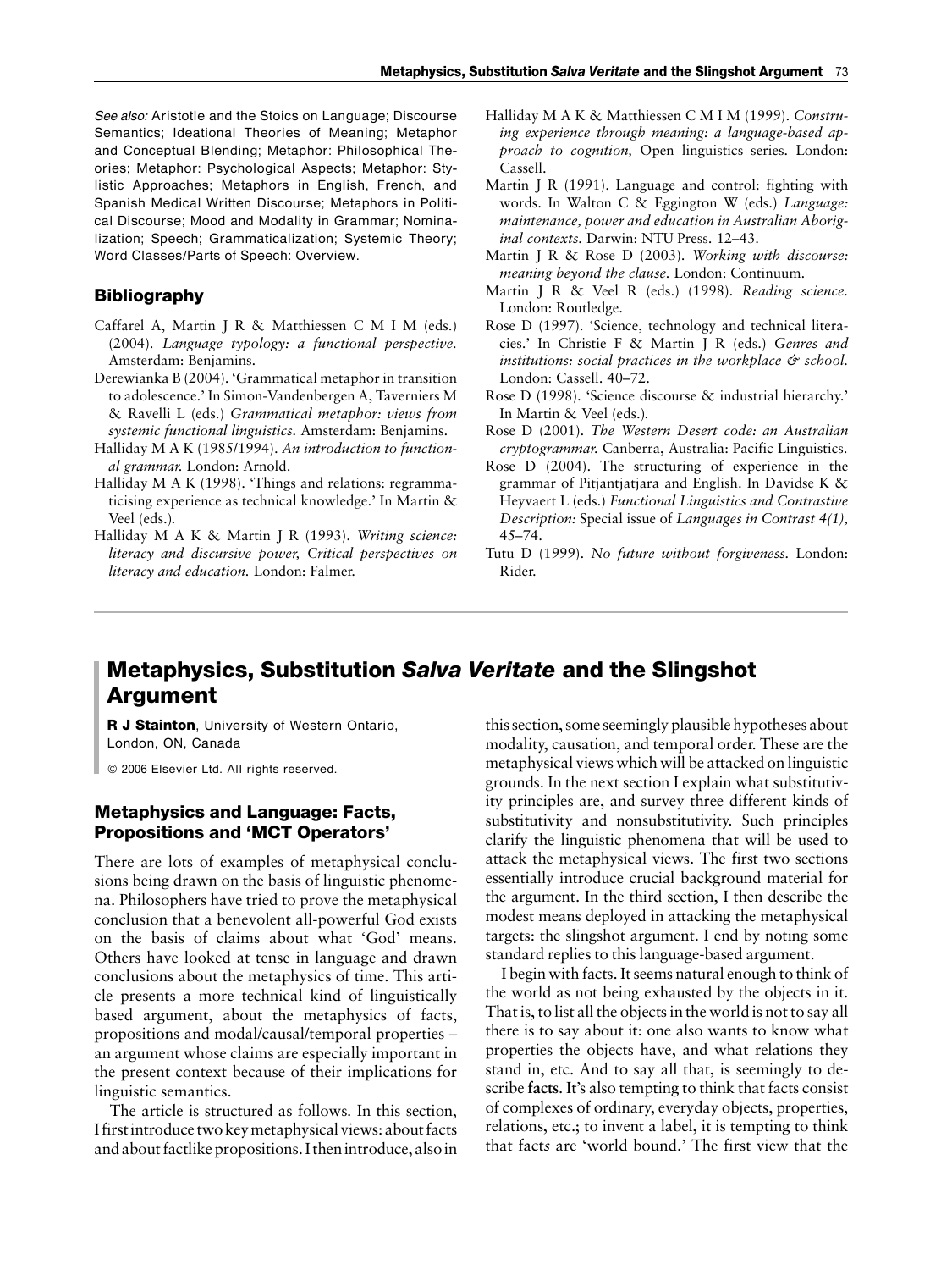*See also:* Aristotle and the Stoics on Language; Discourse Semantics; Ideational Theories of Meaning; Metaphor and Conceptual Blending; Metaphor: Philosophical Theories; Metaphor: Psychological Aspects; Metaphor: Stylistic Approaches; Metaphors in English, French, and Spanish Medical Written Discourse; Metaphors in Political Discourse; Mood and Modality in Grammar; Nominalization; Speech; Grammaticalization; Systemic Theory; Word Classes/Parts of Speech: Overview.

## Bibliography

Caffarel A, Martin J R & Matthiessen C M I M (eds.) (2004). *Language typology: a functional perspective.* Amsterdam: Benjamins.

Derewianka B (2004). 'Grammatical metaphor in transition to adolescence.' In Simon-Vandenbergen A, Taverniers M & Ravelli L (eds.) *Grammatical metaphor: views from systemic functional linguistics.* Amsterdam: Benjamins.

Halliday M A K (1985/1994). *An introduction to functional grammar.* London: Arnold.

Halliday M A K (1998). 'Things and relations: regrammaticising experience as technical knowledge.' In Martin & Veel (eds.).

Halliday M A K & Martin J R (1993). *Writing science: literacy and discursive power, Critical perspectives on literacy and education.* London: Falmer.

Halliday M A K & Matthiessen C M I M (1999). *Construing experience through meaning: a language-based approach to cognition,* Open linguistics series. London: Cassell.

Martin J R (1991). Language and control: fighting with words. In Walton C & Eggington W (eds.) *Language: maintenance, power and education in Australian Aboriginal contexts.* Darwin: NTU Press. 12–43.

Martin J R & Rose D (2003). *Working with discourse: meaning beyond the clause.* London: Continuum.

Martin J R & Veel R (eds.) (1998). *Reading science.* London: Routledge.

Rose D (1997). 'Science, technology and technical literacies.' In Christie F & Martin J R (eds.) *Genres and institutions: social practices in the workplace & school.* London: Cassell. 40–72.

Rose D (1998). 'Science discourse & industrial hierarchy.' In Martin & Veel (eds.).

Rose D (2001). *The Western Desert code: an Australian cryptogrammar.* Canberra, Australia: Pacific Linguistics.

Rose D (2004). The structuring of experience in the grammar of Pitjantjatjara and English. In Davidse K & Heyvaert L (eds.) *Functional Linguistics and Contrastive Description:* Special issue of *Languages in Contrast 4(1),* 45–74.

Tutu D (1999). *No future without forgiveness.* London: Rider.

# Metaphysics, Substitution *Salva Veritate* and the Slingshot Argument

**R J Stainton**, University of Western Ontario, London, ON, Canada

© 2006 Elsevier Ltd. All rights reserved.

## Metaphysics and Language: Facts, Propositions and 'MCT Operators'

There are lots of examples of metaphysical conclusions being drawn on the basis of linguistic phenomena. Philosophers have tried to prove the metaphysical conclusion that a benevolent all-powerful God exists on the basis of claims about what 'God' means. Others have looked at tense in language and drawn conclusions about the metaphysics of time. This article presents a more technical kind of linguistically based argument, about the metaphysics of facts, propositions and modal/causal/temporal properties – an argument whose claims are especially important in the present context because of their implications for linguistic semantics.

The article is structured as follows. In this section, I first introduce two key metaphysical views: about facts and about factlike propositions. I then introduce, also in this section, some seemingly plausible hypotheses about modality, causation, and temporal order. These are the metaphysical views which will be attacked on linguistic grounds. In the next section I explain what substitutivity principles are, and survey three different kinds of substitutivity and nonsubstitutivity. Such principles clarify the linguistic phenomena that will be used to attack the metaphysical views. The first two sections essentially introduce crucial background material for the argument. In the third section, I then describe the modest means deployed in attacking the metaphysical targets: the slingshot argument. I end by noting some standard replies to this language-based argument.

I begin with facts. It seems natural enough to think of the world as not being exhausted by the objects in it. That is, to list all the objects in the world is not to say all there is to say about it: one also wants to know what properties the objects have, and what relations they stand in, etc. And to say all that, is seemingly to describe **facts**. It's also tempting to think that facts consist of complexes of ordinary, everyday objects, properties, relations, etc.; to invent a label, it is tempting to think that facts are 'world bound.' The first view that the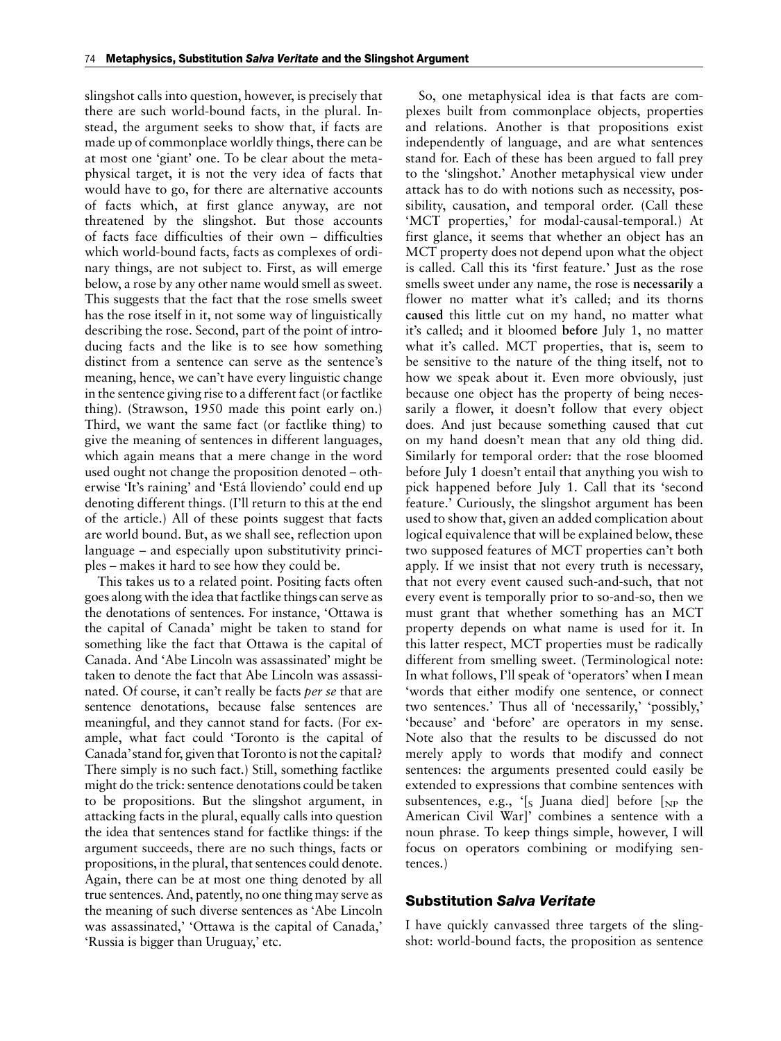slingshot calls into question, however, is precisely that there are such world-bound facts, in the plural. Instead, the argument seeks to show that, if facts are made up of commonplace worldly things, there can be at most one 'giant' one. To be clear about the metaphysical target, it is not the very idea of facts that would have to go, for there are alternative accounts of facts which, at first glance anyway, are not threatened by the slingshot. But those accounts of facts face difficulties of their own – difficulties which world-bound facts, facts as complexes of ordinary things, are not subject to. First, as will emerge below, a rose by any other name would smell as sweet. This suggests that the fact that the rose smells sweet has the rose itself in it, not some way of linguistically describing the rose. Second, part of the point of introducing facts and the like is to see how something distinct from a sentence can serve as the sentence's meaning, hence, we can't have every linguistic change in the sentence giving rise to a different fact (or factlike thing). (Strawson, 1950 made this point early on.) Third, we want the same fact (or factlike thing) to give the meaning of sentences in different languages, which again means that a mere change in the word used ought not change the proposition denoted – otherwise 'It's raining' and 'Está lloviendo' could end up denoting different things. (I'll return to this at the end of the article.) All of these points suggest that facts are world bound. But, as we shall see, reflection upon language – and especially upon substitutivity principles – makes it hard to see how they could be.

This takes us to a related point. Positing facts often goes along with the idea that factlike things can serve as the denotations of sentences. For instance, 'Ottawa is the capital of Canada' might be taken to stand for something like the fact that Ottawa is the capital of Canada. And 'Abe Lincoln was assassinated' might be taken to denote the fact that Abe Lincoln was assassinated. Of course, it can't really be facts *per se* that are sentence denotations, because false sentences are meaningful, and they cannot stand for facts. (For example, what fact could 'Toronto is the capital of Canada' stand for, given that Toronto is not the capital? There simply is no such fact.) Still, something factlike might do the trick: sentence denotations could be taken to be propositions. But the slingshot argument, in attacking facts in the plural, equally calls into question the idea that sentences stand for factlike things: if the argument succeeds, there are no such things, facts or propositions, in the plural, that sentences could denote. Again, there can be at most one thing denoted by all true sentences. And, patently, no one thing may serve as the meaning of such diverse sentences as 'Abe Lincoln was assassinated,' 'Ottawa is the capital of Canada,' 'Russia is bigger than Uruguay,' etc.

So, one metaphysical idea is that facts are complexes built from commonplace objects, properties and relations. Another is that propositions exist independently of language, and are what sentences stand for. Each of these has been argued to fall prey to the 'slingshot.' Another metaphysical view under attack has to do with notions such as necessity, possibility, causation, and temporal order. (Call these 'MCT properties,' for modal-causal-temporal.) At first glance, it seems that whether an object has an MCT property does not depend upon what the object is called. Call this its 'first feature.' Just as the rose smells sweet under any name, the rose is **necessarily** a flower no matter what it's called; and its thorns **caused** this little cut on my hand, no matter what it's called; and it bloomed **before** July 1, no matter what it's called. MCT properties, that is, seem to be sensitive to the nature of the thing itself, not to how we speak about it. Even more obviously, just because one object has the property of being necessarily a flower, it doesn't follow that every object does. And just because something caused that cut on my hand doesn't mean that any old thing did. Similarly for temporal order: that the rose bloomed before July 1 doesn't entail that anything you wish to pick happened before July 1. Call that its 'second feature.' Curiously, the slingshot argument has been used to show that, given an added complication about logical equivalence that will be explained below, these two supposed features of MCT properties can't both apply. If we insist that not every truth is necessary, that not every event caused such-and-such, that not every event is temporally prior to so-and-so, then we must grant that whether something has an MCT property depends on what name is used for it. In this latter respect, MCT properties must be radically different from smelling sweet. (Terminological note: In what follows, I'll speak of 'operators' when I mean 'words that either modify one sentence, or connect two sentences.' Thus all of 'necessarily,' 'possibly,' 'because' and 'before' are operators in my sense. Note also that the results to be discussed do not merely apply to words that modify and connect sentences: the arguments presented could easily be extended to expressions that combine sentences with subsentences, e.g., '[$_S$ Juana died] before [$_{NP}$ the American Civil War]' combines a sentence with a noun phrase. To keep things simple, however, I will focus on operators combining or modifying sentences.)

## Substitution *Salva Veritate*

I have quickly canvassed three targets of the slingshot: world-bound facts, the proposition as sentence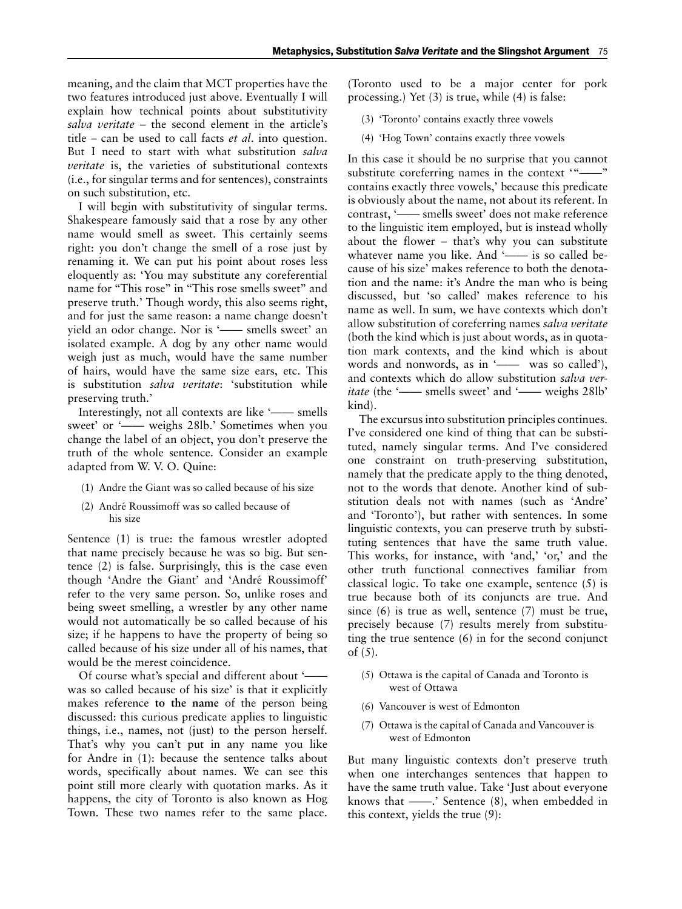meaning, and the claim that MCT properties have the two features introduced just above. Eventually I will explain how technical points about substitutivity *salva veritate* – the second element in the article's title – can be used to call facts *et al*. into question. But I need to start with what substitution *salva veritate* is, the varieties of substitutional contexts (i.e., for singular terms and for sentences), constraints on such substitution, etc.

I will begin with substitutivity of singular terms. Shakespeare famously said that a rose by any other name would smell as sweet. This certainly seems right: you don't change the smell of a rose just by renaming it. We can put his point about roses less eloquently as: 'You may substitute any coreferential name for "This rose" in "This rose smells sweet" and preserve truth.' Though wordy, this also seems right, and for just the same reason: a name change doesn't yield an odor change. Nor is '—— smells sweet' an isolated example. A dog by any other name would weigh just as much, would have the same number of hairs, would have the same size ears, etc. This is substitution *salva veritate*: 'substitution while preserving truth.'

Interestingly, not all contexts are like '—— smells sweet' or '—— weighs 28lb.' Sometimes when you change the label of an object, you don't preserve the truth of the whole sentence. Consider an example adapted from W. V. O. Quine:

(1) Andre the Giant was so called because of his size

(2) André Roussimoff was so called because of his size

Sentence (1) is true: the famous wrestler adopted that name precisely because he was so big. But sentence (2) is false. Surprisingly, this is the case even though 'Andre the Giant' and 'André Roussimoff' refer to the very same person. So, unlike roses and being sweet smelling, a wrestler by any other name would not automatically be so called because of his size; if he happens to have the property of being so called because of his size under all of his names, that would be the merest coincidence.

Of course what's special and different about '—— was so called because of his size' is that it explicitly makes reference **to the name** of the person being discussed: this curious predicate applies to linguistic things, i.e., names, not (just) to the person herself. That's why you can't put in any name you like for Andre in (1): because the sentence talks about words, specifically about names. We can see this point still more clearly with quotation marks. As it happens, the city of Toronto is also known as Hog Town. These two names refer to the same place. (Toronto used to be a major center for pork processing.) Yet (3) is true, while (4) is false:

(3) 'Toronto' contains exactly three vowels

(4) 'Hog Town' contains exactly three vowels

In this case it should be no surprise that you cannot substitute coreferring names in the context '"——" contains exactly three vowels,' because this predicate is obviously about the name, not about its referent. In contrast, '—— smells sweet' does not make reference to the linguistic item employed, but is instead wholly about the flower – that's why you can substitute whatever name you like. And '—— is so called because of his size' makes reference to both the denotation and the name: it's Andre the man who is being discussed, but 'so called' makes reference to his name as well. In sum, we have contexts which don't allow substitution of coreferring names *salva veritate* (both the kind which is just about words, as in quotation mark contexts, and the kind which is about words and nonwords, as in '—— was so called'), and contexts which do allow substitution *salva veritate* (the '—— smells sweet' and '—— weighs 28lb' kind).

The excursus into substitution principles continues. I've considered one kind of thing that can be substituted, namely singular terms. And I've considered one constraint on truth-preserving substitution, namely that the predicate apply to the thing denoted, not to the words that denote. Another kind of substitution deals not with names (such as 'Andre' and 'Toronto'), but rather with sentences. In some linguistic contexts, you can preserve truth by substituting sentences that have the same truth value. This works, for instance, with 'and,' 'or,' and the other truth functional connectives familiar from classical logic. To take one example, sentence (5) is true because both of its conjuncts are true. And since (6) is true as well, sentence (7) must be true, precisely because (7) results merely from substituting the true sentence (6) in for the second conjunct of (5).

(5) Ottawa is the capital of Canada and Toronto is west of Ottawa

(6) Vancouver is west of Edmonton

(7) Ottawa is the capital of Canada and Vancouver is west of Edmonton

But many linguistic contexts don't preserve truth when one interchanges sentences that happen to have the same truth value. Take 'Just about everyone knows that ——.' Sentence (8), when embedded in this context, yields the true (9):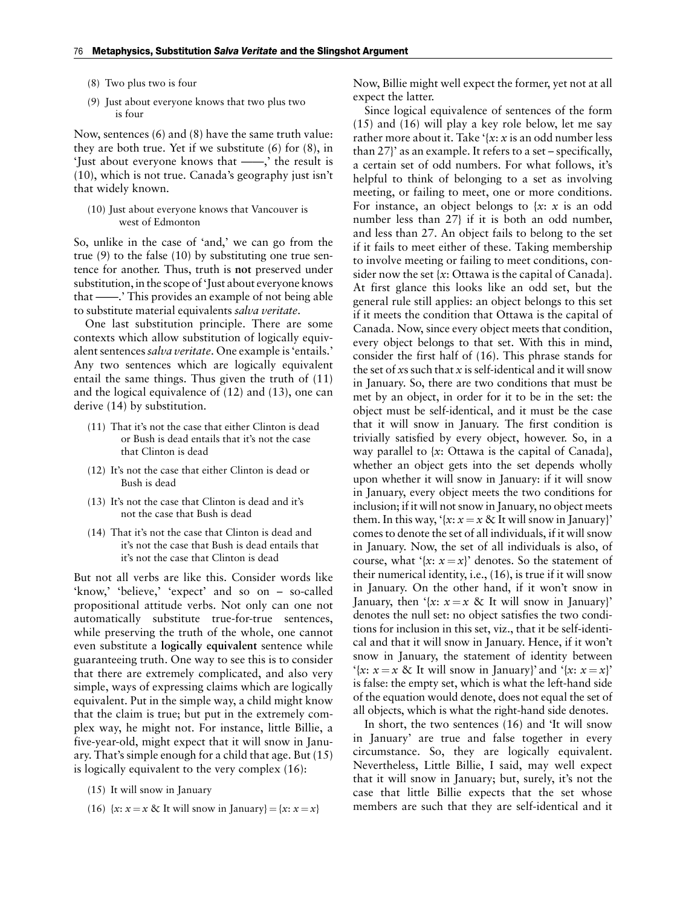(8) Two plus two is four

(9) Just about everyone knows that two plus two is four

Now, sentences (6) and (8) have the same truth value: they are both true. Yet if we substitute (6) for (8), in 'Just about everyone knows that ——,' the result is (10), which is not true. Canada's geography just isn't that widely known.

(10) Just about everyone knows that Vancouver is west of Edmonton

So, unlike in the case of 'and,' we can go from the true (9) to the false (10) by substituting one true sentence for another. Thus, truth is **not** preserved under substitution, in the scope of 'Just about everyone knows that ——.' This provides an example of not being able to substitute material equivalents *salva veritate*.

One last substitution principle. There are some contexts which allow substitution of logically equivalent sentences *salva veritate*. One example is 'entails.' Any two sentences which are logically equivalent entail the same things. Thus given the truth of (11) and the logical equivalence of (12) and (13), one can derive (14) by substitution.

(11) That it's not the case that either Clinton is dead or Bush is dead entails that it's not the case that Clinton is dead

(12) It's not the case that either Clinton is dead or Bush is dead

(13) It's not the case that Clinton is dead and it's not the case that Bush is dead

(14) That it's not the case that Clinton is dead and it's not the case that Bush is dead entails that it's not the case that Clinton is dead

But not all verbs are like this. Consider words like 'know,' 'believe,' 'expect' and so on – so-called propositional attitude verbs. Not only can one not automatically substitute true-for-true sentences, while preserving the truth of the whole, one cannot even substitute a **logically equivalent** sentence while guaranteeing truth. One way to see this is to consider that there are extremely complicated, and also very simple, ways of expressing claims which are logically equivalent. Put in the simple way, a child might know that the claim is true; but put in the extremely complex way, he might not. For instance, little Billie, a five-year-old, might expect that it will snow in January. That's simple enough for a child that age. But (15) is logically equivalent to the very complex (16):

(15) It will snow in January

(16) $\{x: x = x$ & It will snow in January$\} = \{x: x = x\}$

Now, Billie might well expect the former, yet not at all expect the latter.

Since logical equivalence of sentences of the form (15) and (16) will play a key role below, let me say rather more about it. Take '$\{x: x$ is an odd number less than $27\}$' as an example. It refers to a set – specifically, a certain set of odd numbers. For what follows, it's helpful to think of belonging to a set as involving meeting, or failing to meet, one or more conditions. For instance, an object belongs to $\{x: x$ is an odd number less than $27\}$ if it is both an odd number, and less than 27. An object fails to belong to the set if it fails to meet either of these. Taking membership to involve meeting or failing to meet conditions, consider now the set $\{x$: Ottawa is the capital of Canada$\}$. At first glance this looks like an odd set, but the general rule still applies: an object belongs to this set if it meets the condition that Ottawa is the capital of Canada. Now, since every object meets that condition, every object belongs to that set. With this in mind, consider the first half of (16). This phrase stands for the set of *x*s such that *x* is self-identical and it will snow in January. So, there are two conditions that must be met by an object, in order for it to be in the set: the object must be self-identical, and it must be the case that it will snow in January. The first condition is trivially satisfied by every object, however. So, in a way parallel to $\{x$: Ottawa is the capital of Canada$\}$, whether an object gets into the set depends wholly upon whether it will snow in January: if it will snow in January, every object meets the two conditions for inclusion; if it will not snow in January, no object meets them. In this way, '$\{x: x = x$ & It will snow in January$\}$' comes to denote the set of all individuals, if it will snow in January. Now, the set of all individuals is also, of course, what '$\{x: x = x\}$' denotes. So the statement of their numerical identity, i.e., (16), is true if it will snow in January. On the other hand, if it won't snow in January, then '$\{x: x = x$ & It will snow in January$\}$' denotes the null set: no object satisfies the two conditions for inclusion in this set, viz., that it be self-identical and that it will snow in January. Hence, if it won't snow in January, the statement of identity between '$\{x: x = x$ & It will snow in January$\}$' and '$\{x: x = x\}$' is false: the empty set, which is what the left-hand side of the equation would denote, does not equal the set of all objects, which is what the right-hand side denotes.

In short, the two sentences (16) and 'It will snow in January' are true and false together in every circumstance. So, they are logically equivalent. Nevertheless, Little Billie, I said, may well expect that it will snow in January; but, surely, it's not the case that little Billie expects that the set whose members are such that they are self-identical and it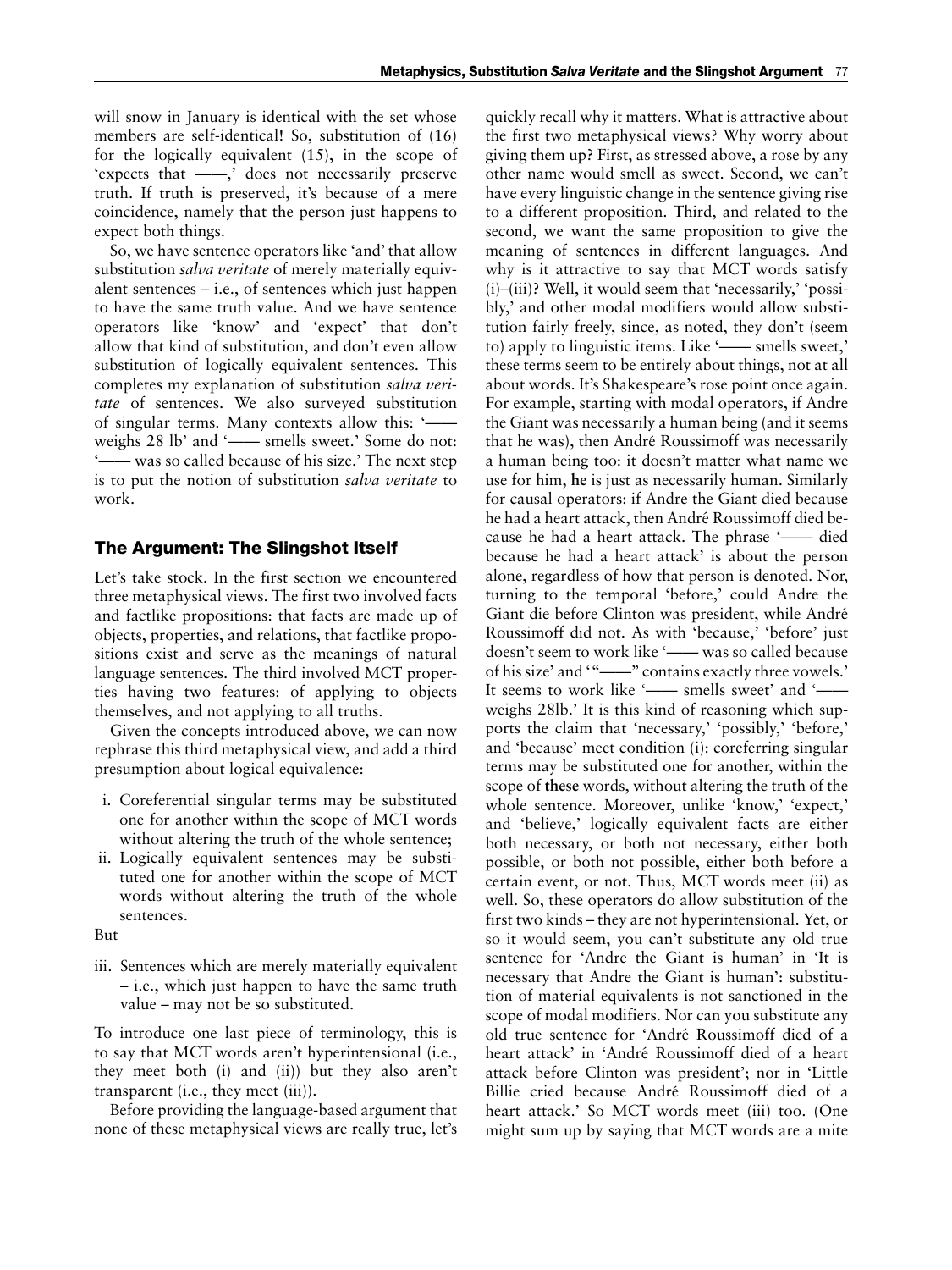will snow in January is identical with the set whose members are self-identical! So, substitution of (16) for the logically equivalent (15), in the scope of 'expects that ——,' does not necessarily preserve truth. If truth is preserved, it's because of a mere coincidence, namely that the person just happens to expect both things.

So, we have sentence operators like 'and' that allow substitution *salva veritate* of merely materially equivalent sentences – i.e., of sentences which just happen to have the same truth value. And we have sentence operators like 'know' and 'expect' that don't allow that kind of substitution, and don't even allow substitution of logically equivalent sentences. This completes my explanation of substitution *salva veritate* of sentences. We also surveyed substitution of singular terms. Many contexts allow this: '—— weighs 28 lb' and '—— smells sweet.' Some do not: '—— was so called because of his size.' The next step is to put the notion of substitution *salva veritate* to work.

## The Argument: The Slingshot Itself

Let's take stock. In the first section we encountered three metaphysical views. The first two involved facts and factlike propositions: that facts are made up of objects, properties, and relations, that factlike propositions exist and serve as the meanings of natural language sentences. The third involved MCT properties having two features: of applying to objects themselves, and not applying to all truths.

Given the concepts introduced above, we can now rephrase this third metaphysical view, and add a third presumption about logical equivalence:

i. Coreferential singular terms may be substituted one for another within the scope of MCT words without altering the truth of the whole sentence;
ii. Logically equivalent sentences may be substituted one for another within the scope of MCT words without altering the truth of the whole sentences.

But

iii. Sentences which are merely materially equivalent – i.e., which just happen to have the same truth value – may not be so substituted.

To introduce one last piece of terminology, this is to say that MCT words aren't hyperintensional (i.e., they meet both (i) and (ii)) but they also aren't transparent (i.e., they meet (iii)).

Before providing the language-based argument that none of these metaphysical views are really true, let's quickly recall why it matters. What is attractive about the first two metaphysical views? Why worry about giving them up? First, as stressed above, a rose by any other name would smell as sweet. Second, we can't have every linguistic change in the sentence giving rise to a different proposition. Third, and related to the second, we want the same proposition to give the meaning of sentences in different languages. And why is it attractive to say that MCT words satisfy (i)–(iii)? Well, it would seem that 'necessarily,' 'possibly,' and other modal modifiers would allow substitution fairly freely, since, as noted, they don't (seem to) apply to linguistic items. Like '—— smells sweet,' these terms seem to be entirely about things, not at all about words. It's Shakespeare's rose point once again. For example, starting with modal operators, if Andre the Giant was necessarily a human being (and it seems that he was), then André Roussimoff was necessarily a human being too: it doesn't matter what name we use for him, **he** is just as necessarily human. Similarly for causal operators: if Andre the Giant died because he had a heart attack, then André Roussimoff died because he had a heart attack. The phrase '—— died because he had a heart attack' is about the person alone, regardless of how that person is denoted. Nor, turning to the temporal 'before,' could Andre the Giant die before Clinton was president, while André Roussimoff did not. As with 'because,' 'before' just doesn't seem to work like '—— was so called because of his size' and '"——" contains exactly three vowels.' It seems to work like '—— smells sweet' and '—— weighs 28lb.' It is this kind of reasoning which supports the claim that 'necessary,' 'possibly,' 'before,' and 'because' meet condition (i): coreferring singular terms may be substituted one for another, within the scope of **these** words, without altering the truth of the whole sentence. Moreover, unlike 'know,' 'expect,' and 'believe,' logically equivalent facts are either both necessary, or both not necessary, either both possible, or both not possible, either both before a certain event, or not. Thus, MCT words meet (ii) as well. So, these operators do allow substitution of the first two kinds – they are not hyperintensional. Yet, or so it would seem, you can't substitute any old true sentence for 'Andre the Giant is human' in 'It is necessary that Andre the Giant is human': substitution of material equivalents is not sanctioned in the scope of modal modifiers. Nor can you substitute any old true sentence for 'André Roussimoff died of a heart attack' in 'André Roussimoff died of a heart attack before Clinton was president'; nor in 'Little Billie cried because André Roussimoff died of a heart attack.' So MCT words meet (iii) too. (One might sum up by saying that MCT words are a mite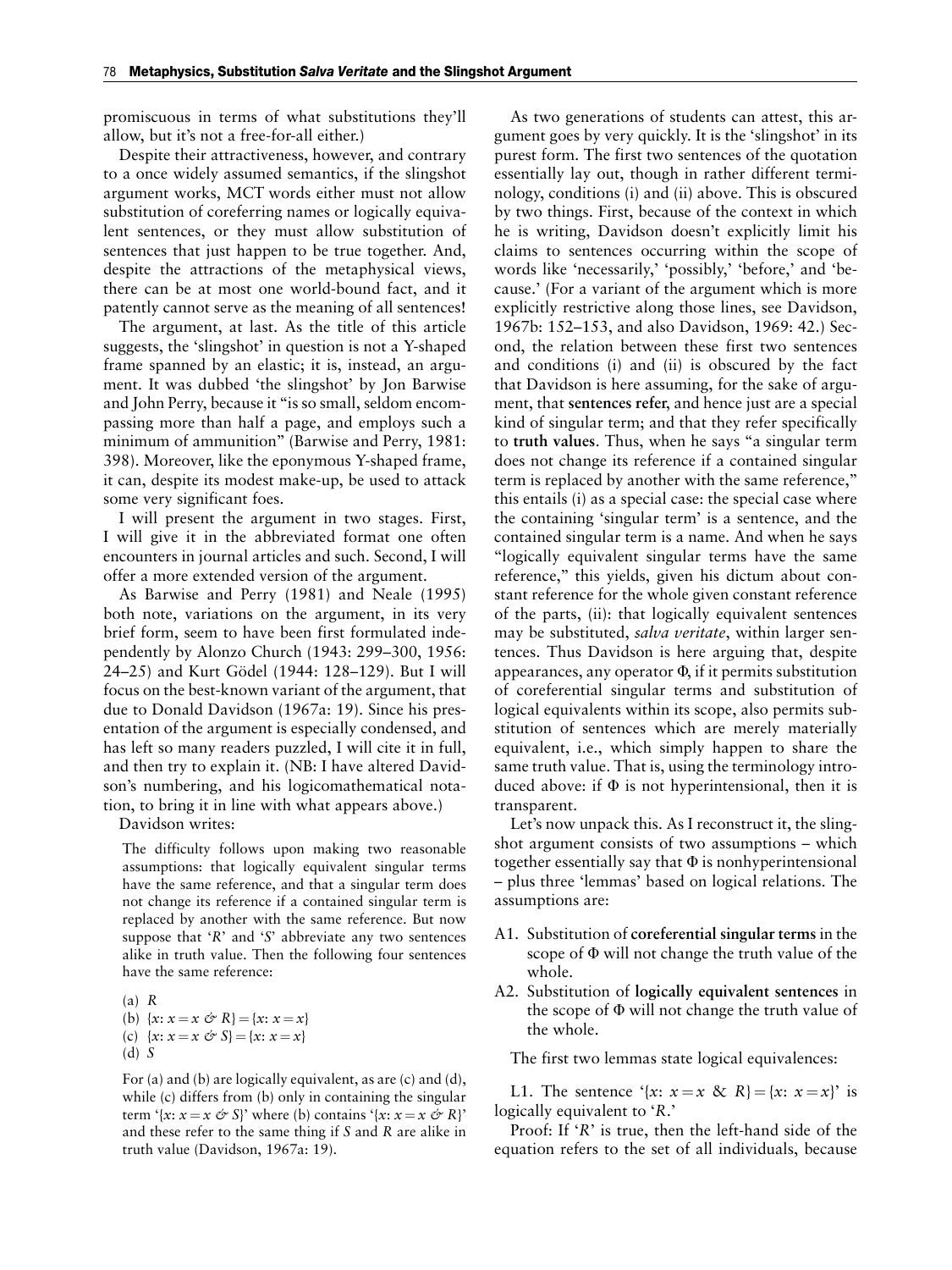promiscuous in terms of what substitutions they'll allow, but it's not a free-for-all either.)

Despite their attractiveness, however, and contrary to a once widely assumed semantics, if the slingshot argument works, MCT words either must not allow substitution of coreferring names or logically equivalent sentences, or they must allow substitution of sentences that just happen to be true together. And, despite the attractions of the metaphysical views, there can be at most one world-bound fact, and it patently cannot serve as the meaning of all sentences!

The argument, at last. As the title of this article suggests, the 'slingshot' in question is not a Y-shaped frame spanned by an elastic; it is, instead, an argument. It was dubbed 'the slingshot' by Jon Barwise and John Perry, because it "is so small, seldom encompassing more than half a page, and employs such a minimum of ammunition" (Barwise and Perry, 1981: 398). Moreover, like the eponymous Y-shaped frame, it can, despite its modest make-up, be used to attack some very significant foes.

I will present the argument in two stages. First, I will give it in the abbreviated format one often encounters in journal articles and such. Second, I will offer a more extended version of the argument.

As Barwise and Perry (1981) and Neale (1995) both note, variations on the argument, in its very brief form, seem to have been first formulated independently by Alonzo Church (1943: 299–300, 1956: 24–25) and Kurt Gödel (1944: 128–129). But I will focus on the best-known variant of the argument, that due to Donald Davidson (1967a: 19). Since his presentation of the argument is especially condensed, and has left so many readers puzzled, I will cite it in full, and then try to explain it. (NB: I have altered Davidson's numbering, and his logicomathematical notation, to bring it in line with what appears above.)

Davidson writes:

> The difficulty follows upon making two reasonable assumptions: that logically equivalent singular terms have the same reference, and that a singular term does not change its reference if a contained singular term is replaced by another with the same reference. But now suppose that '*R*' and '*S*' abbreviate any two sentences alike in truth value. Then the following four sentences have the same reference:
>
> (a) $R$
> (b) $\{x: x = x \;\&\; R\} = \{x: x = x\}$
> (c) $\{x: x = x \;\&\; S\} = \{x: x = x\}$
> (d) $S$
>
> For (a) and (b) are logically equivalent, as are (c) and (d), while (c) differs from (b) only in containing the singular term '$\{x: x = x \;\&\; S\}$' where (b) contains '$\{x: x = x \;\&\; R\}$' and these refer to the same thing if *S* and *R* are alike in truth value (Davidson, 1967a: 19).

As two generations of students can attest, this argument goes by very quickly. It is the 'slingshot' in its purest form. The first two sentences of the quotation essentially lay out, though in rather different terminology, conditions (i) and (ii) above. This is obscured by two things. First, because of the context in which he is writing, Davidson doesn't explicitly limit his claims to sentences occurring within the scope of words like 'necessarily,' 'possibly,' 'before,' and 'because.' (For a variant of the argument which is more explicitly restrictive along those lines, see Davidson, 1967b: 152–153, and also Davidson, 1969: 42.) Second, the relation between these first two sentences and conditions (i) and (ii) is obscured by the fact that Davidson is here assuming, for the sake of argument, that **sentences refer**, and hence just are a special kind of singular term; and that they refer specifically to **truth values**. Thus, when he says "a singular term does not change its reference if a contained singular term is replaced by another with the same reference," this entails (i) as a special case: the special case where the containing 'singular term' is a sentence, and the contained singular term is a name. And when he says "logically equivalent singular terms have the same reference," this yields, given his dictum about constant reference for the whole given constant reference of the parts, (ii): that logically equivalent sentences may be substituted, *salva veritate*, within larger sentences. Thus Davidson is here arguing that, despite appearances, any operator $\Phi$, if it permits substitution of coreferential singular terms and substitution of logical equivalents within its scope, also permits substitution of sentences which are merely materially equivalent, i.e., which simply happen to share the same truth value. That is, using the terminology introduced above: if $\Phi$ is not hyperintensional, then it is transparent.

Let's now unpack this. As I reconstruct it, the slingshot argument consists of two assumptions – which together essentially say that $\Phi$ is nonhyperintensional – plus three 'lemmas' based on logical relations. The assumptions are:

- A1. Substitution of **coreferential singular terms** in the scope of $\Phi$ will not change the truth value of the whole.
- A2. Substitution of **logically equivalent sentences** in the scope of $\Phi$ will not change the truth value of the whole.

The first two lemmas state logical equivalences:

L1. The sentence '$\{x: x = x \;\&\; R\} = \{x: x = x\}$' is logically equivalent to '*R*.'

Proof: If '*R*' is true, then the left-hand side of the equation refers to the set of all individuals, because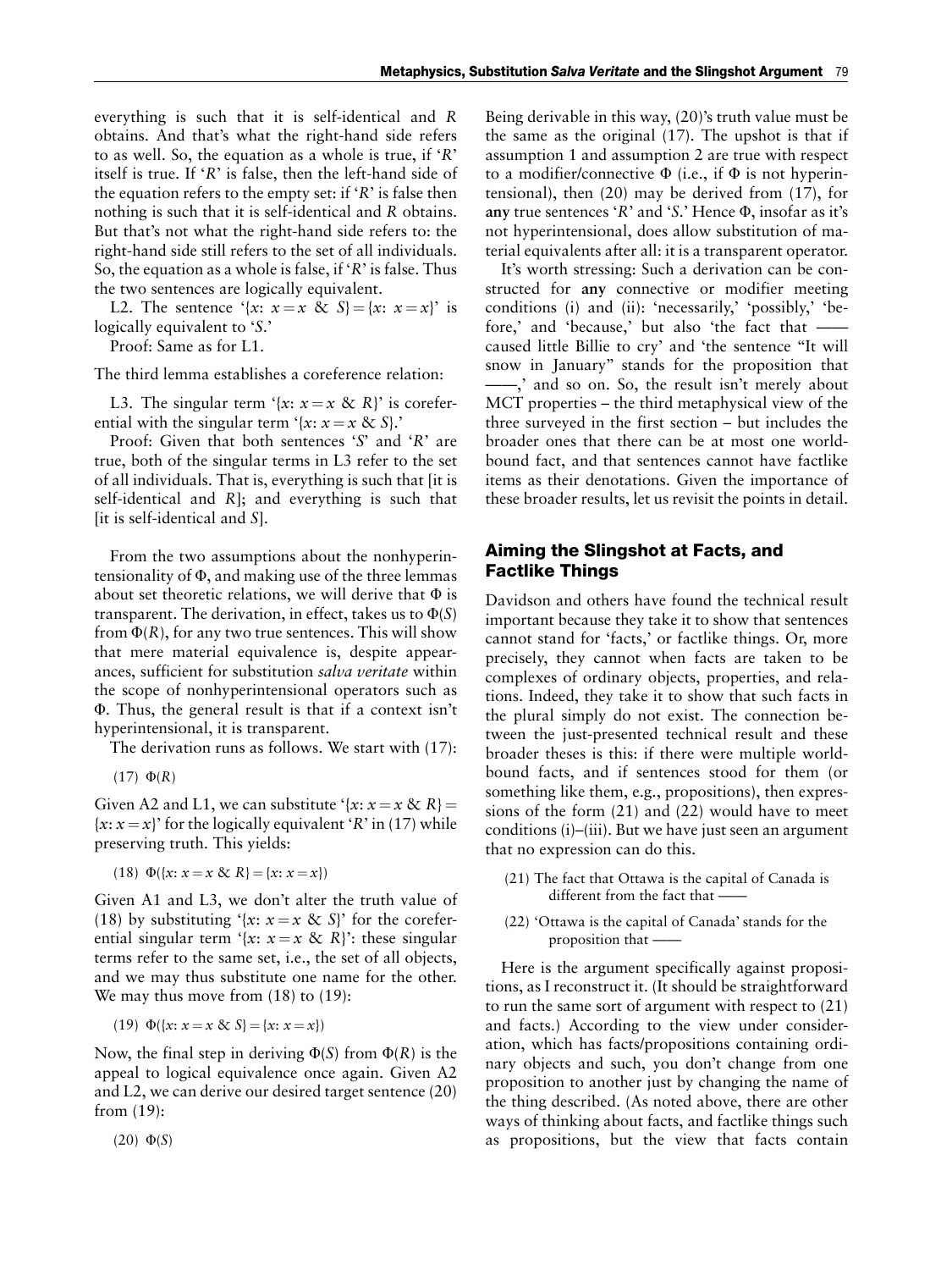everything is such that it is self-identical and *R* obtains. And that's what the right-hand side refers to as well. So, the equation as a whole is true, if '*R*' itself is true. If '*R*' is false, then the left-hand side of the equation refers to the empty set: if '*R*' is false then nothing is such that it is self-identical and *R* obtains. But that's not what the right-hand side refers to: the right-hand side still refers to the set of all individuals. So, the equation as a whole is false, if '*R*' is false. Thus the two sentences are logically equivalent.

L2. The sentence '$\{x: x = x \ \& \ S\} = \{x: x = x\}$' is logically equivalent to '*S*.'

Proof: Same as for L1.

The third lemma establishes a coreference relation:

L3. The singular term '$\{x: x = x \ \& \ R\}$' is coreferential with the singular term '$\{x: x = x \ \& \ S\}$.'

Proof: Given that both sentences '*S*' and '*R*' are true, both of the singular terms in L3 refer to the set of all individuals. That is, everything is such that [it is self-identical and *R*]; and everything is such that [it is self-identical and *S*].

From the two assumptions about the nonhyperintensionality of $\Phi$, and making use of the three lemmas about set theoretic relations, we will derive that $\Phi$ is transparent. The derivation, in effect, takes us to $\Phi(S)$ from $\Phi(R)$, for any two true sentences. This will show that mere material equivalence is, despite appearances, sufficient for substitution *salva veritate* within the scope of nonhyperintensional operators such as $\Phi$. Thus, the general result is that if a context isn't hyperintensional, it is transparent.

The derivation runs as follows. We start with (17):

(17) $\Phi(R)$

Given A2 and L1, we can substitute '$\{x: x = x \ \& \ R\} = \{x: x = x\}$' for the logically equivalent '*R*' in (17) while preserving truth. This yields:

(18) $\Phi(\{x: x = x \ \& \ R\} = \{x: x = x\})$

Given A1 and L3, we don't alter the truth value of (18) by substituting '$\{x: x = x \ \& \ S\}$' for the coreferential singular term '$\{x: x = x \ \& \ R\}$': these singular terms refer to the same set, i.e., the set of all objects, and we may thus substitute one name for the other. We may thus move from (18) to (19):

(19) $\Phi(\{x: x = x \ \& \ S\} = \{x: x = x\})$

Now, the final step in deriving $\Phi(S)$ from $\Phi(R)$ is the appeal to logical equivalence once again. Given A2 and L2, we can derive our desired target sentence (20) from (19):

(20) $\Phi(S)$

Being derivable in this way, (20)'s truth value must be the same as the original (17). The upshot is that if assumption 1 and assumption 2 are true with respect to a modifier/connective $\Phi$ (i.e., if $\Phi$ is not hyperintensional), then (20) may be derived from (17), for **any** true sentences '*R*' and '*S*.' Hence $\Phi$, insofar as it's not hyperintensional, does allow substitution of material equivalents after all: it is a transparent operator.

It's worth stressing: Such a derivation can be constructed for **any** connective or modifier meeting conditions (i) and (ii): 'necessarily,' 'possibly,' 'before,' and 'because,' but also 'the fact that —— caused little Billie to cry' and 'the sentence "It will snow in January" stands for the proposition that ——,' and so on. So, the result isn't merely about MCT properties – the third metaphysical view of the three surveyed in the first section – but includes the broader ones that there can be at most one world-bound fact, and that sentences cannot have factlike items as their denotations. Given the importance of these broader results, let us revisit the points in detail.

## Aiming the Slingshot at Facts, and Factlike Things

Davidson and others have found the technical result important because they take it to show that sentences cannot stand for 'facts,' or factlike things. Or, more precisely, they cannot when facts are taken to be complexes of ordinary objects, properties, and relations. Indeed, they take it to show that such facts in the plural simply do not exist. The connection between the just-presented technical result and these broader theses is this: if there were multiple world-bound facts, and if sentences stood for them (or something like them, e.g., propositions), then expressions of the form (21) and (22) would have to meet conditions (i)–(iii). But we have just seen an argument that no expression can do this.

(21) The fact that Ottawa is the capital of Canada is different from the fact that ——

(22) 'Ottawa is the capital of Canada' stands for the proposition that ——

Here is the argument specifically against propositions, as I reconstruct it. (It should be straightforward to run the same sort of argument with respect to (21) and facts.) According to the view under consideration, which has facts/propositions containing ordinary objects and such, you don't change from one proposition to another just by changing the name of the thing described. (As noted above, there are other ways of thinking about facts, and factlike things such as propositions, but the view that facts contain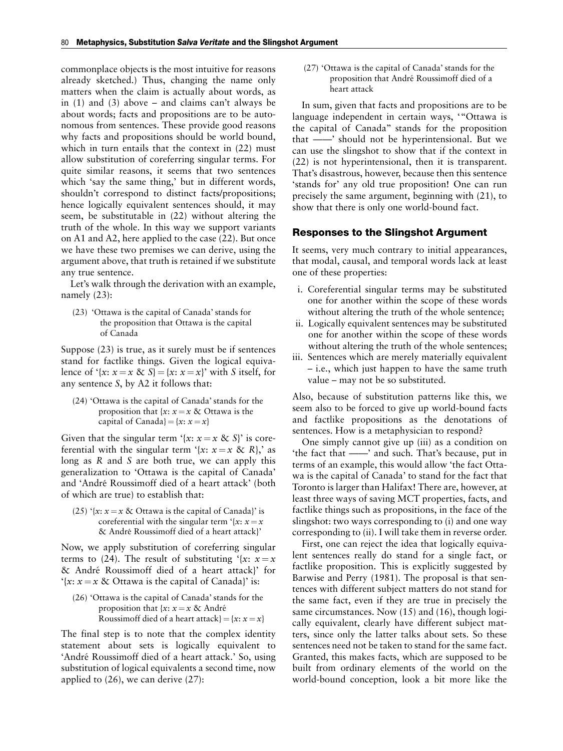commonplace objects is the most intuitive for reasons already sketched.) Thus, changing the name only matters when the claim is actually about words, as in (1) and (3) above – and claims can't always be about words; facts and propositions are to be autonomous from sentences. These provide good reasons why facts and propositions should be world bound, which in turn entails that the context in (22) must allow substitution of coreferring singular terms. For quite similar reasons, it seems that two sentences which 'say the same thing,' but in different words, shouldn't correspond to distinct facts/propositions; hence logically equivalent sentences should, it may seem, be substitutable in (22) without altering the truth of the whole. In this way we support variants on A1 and A2, here applied to the case (22). But once we have these two premises we can derive, using the argument above, that truth is retained if we substitute any true sentence.

Let's walk through the derivation with an example, namely (23):

(23) 'Ottawa is the capital of Canada' stands for the proposition that Ottawa is the capital of Canada

Suppose (23) is true, as it surely must be if sentences stand for factlike things. Given the logical equivalence of '$\{x: x = x \ \& \ S\} = \{x: x = x\}$' with $S$ itself, for any sentence $S$, by A2 it follows that:

(24) 'Ottawa is the capital of Canada' stands for the proposition that $\{x: x = x$ & Ottawa is the capital of Canada$\} = \{x: x = x\}$

Given that the singular term '$\{x: x = x \ \& \ S\}$' is coreferential with the singular term '$\{x: x = x \ \& \ R\}$,' as long as $R$ and $S$ are both true, we can apply this generalization to 'Ottawa is the capital of Canada' and 'André Roussimoff died of a heart attack' (both of which are true) to establish that:

(25) '$\{x: x = x$ & Ottawa is the capital of Canada$\}$' is coreferential with the singular term '$\{x: x = x$ & André Roussimoff died of a heart attack$\}$'

Now, we apply substitution of coreferring singular terms to (24). The result of substituting '$\{x: x = x$ & André Roussimoff died of a heart attack$\}$' for '$\{x: x = x$ & Ottawa is the capital of Canada$\}$' is:

(26) 'Ottawa is the capital of Canada' stands for the proposition that $\{x: x = x$ & André Roussimoff died of a heart attack$\} = \{x: x = x\}$

The final step is to note that the complex identity statement about sets is logically equivalent to 'André Roussimoff died of a heart attack.' So, using substitution of logical equivalents a second time, now applied to (26), we can derive (27):

(27) 'Ottawa is the capital of Canada' stands for the proposition that André Roussimoff died of a heart attack

In sum, given that facts and propositions are to be language independent in certain ways, '"Ottawa is the capital of Canada" stands for the proposition that ——' should not be hyperintensional. But we can use the slingshot to show that if the context in (22) is not hyperintensional, then it is transparent. That's disastrous, however, because then this sentence 'stands for' any old true proposition! One can run precisely the same argument, beginning with (21), to show that there is only one world-bound fact.

## Responses to the Slingshot Argument

It seems, very much contrary to initial appearances, that modal, causal, and temporal words lack at least one of these properties:

i. Coreferential singular terms may be substituted one for another within the scope of these words without altering the truth of the whole sentence;
ii. Logically equivalent sentences may be substituted one for another within the scope of these words without altering the truth of the whole sentences;
iii. Sentences which are merely materially equivalent – i.e., which just happen to have the same truth value – may not be so substituted.

Also, because of substitution patterns like this, we seem also to be forced to give up world-bound facts and factlike propositions as the denotations of sentences. How is a metaphysician to respond?

One simply cannot give up (iii) as a condition on 'the fact that ——' and such. That's because, put in terms of an example, this would allow 'the fact Ottawa is the capital of Canada' to stand for the fact that Toronto is larger than Halifax! There are, however, at least three ways of saving MCT properties, facts, and factlike things such as propositions, in the face of the slingshot: two ways corresponding to (i) and one way corresponding to (ii). I will take them in reverse order.

First, one can reject the idea that logically equivalent sentences really do stand for a single fact, or factlike proposition. This is explicitly suggested by Barwise and Perry (1981). The proposal is that sentences with different subject matters do not stand for the same fact, even if they are true in precisely the same circumstances. Now (15) and (16), though logically equivalent, clearly have different subject matters, since only the latter talks about sets. So these sentences need not be taken to stand for the same fact. Granted, this makes facts, which are supposed to be built from ordinary elements of the world on the world-bound conception, look a bit more like the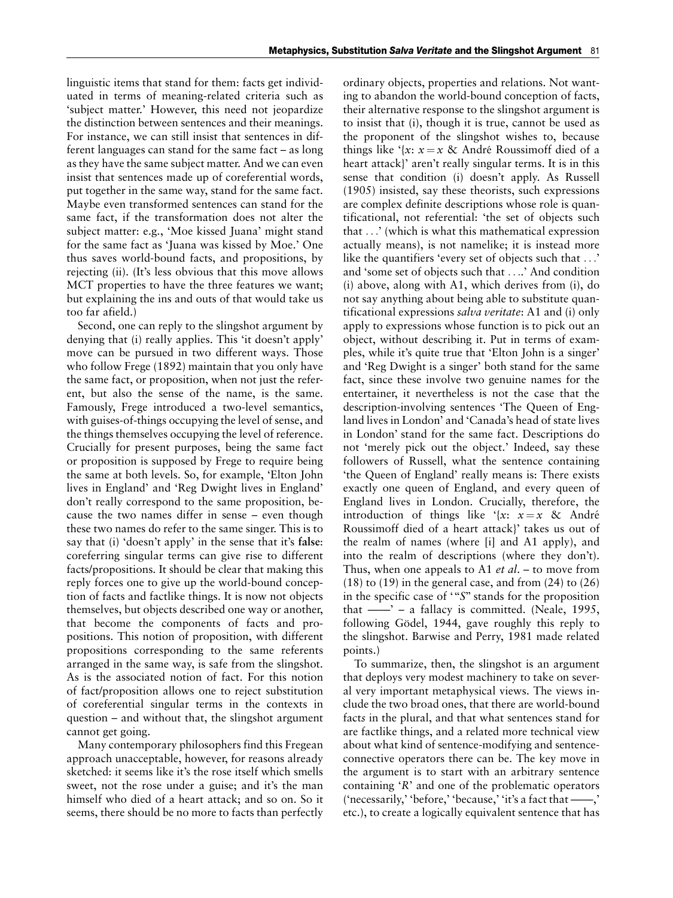linguistic items that stand for them: facts get individuated in terms of meaning-related criteria such as 'subject matter.' However, this need not jeopardize the distinction between sentences and their meanings. For instance, we can still insist that sentences in different languages can stand for the same fact – as long as they have the same subject matter. And we can even insist that sentences made up of coreferential words, put together in the same way, stand for the same fact. Maybe even transformed sentences can stand for the same fact, if the transformation does not alter the subject matter: e.g., 'Moe kissed Juana' might stand for the same fact as 'Juana was kissed by Moe.' One thus saves world-bound facts, and propositions, by rejecting (ii). (It's less obvious that this move allows MCT properties to have the three features we want; but explaining the ins and outs of that would take us too far afield.)

Second, one can reply to the slingshot argument by denying that (i) really applies. This 'it doesn't apply' move can be pursued in two different ways. Those who follow Frege (1892) maintain that you only have the same fact, or proposition, when not just the referent, but also the sense of the name, is the same. Famously, Frege introduced a two-level semantics, with guises-of-things occupying the level of sense, and the things themselves occupying the level of reference. Crucially for present purposes, being the same fact or proposition is supposed by Frege to require being the same at both levels. So, for example, 'Elton John lives in England' and 'Reg Dwight lives in England' don't really correspond to the same proposition, because the two names differ in sense – even though these two names do refer to the same singer. This is to say that (i) 'doesn't apply' in the sense that it's **false**: coreferring singular terms can give rise to different facts/propositions. It should be clear that making this reply forces one to give up the world-bound conception of facts and factlike things. It is now not objects themselves, but objects described one way or another, that become the components of facts and propositions. This notion of proposition, with different propositions corresponding to the same referents arranged in the same way, is safe from the slingshot. As is the associated notion of fact. For this notion of fact/proposition allows one to reject substitution of coreferential singular terms in the contexts in question – and without that, the slingshot argument cannot get going.

Many contemporary philosophers find this Fregean approach unacceptable, however, for reasons already sketched: it seems like it's the rose itself which smells sweet, not the rose under a guise; and it's the man himself who died of a heart attack; and so on. So it seems, there should be no more to facts than perfectly ordinary objects, properties and relations. Not wanting to abandon the world-bound conception of facts, their alternative response to the slingshot argument is to insist that (i), though it is true, cannot be used as the proponent of the slingshot wishes to, because things like '{$x$: $x = x$ & André Roussimoff died of a heart attack}' aren't really singular terms. It is in this sense that condition (i) doesn't apply. As Russell (1905) insisted, say these theorists, such expressions are complex definite descriptions whose role is quantificational, not referential: 'the set of objects such that …' (which is what this mathematical expression actually means), is not namelike; it is instead more like the quantifiers 'every set of objects such that …' and 'some set of objects such that ….' And condition (i) above, along with A1, which derives from (i), do not say anything about being able to substitute quantificational expressions *salva veritate*: A1 and (i) only apply to expressions whose function is to pick out an object, without describing it. Put in terms of examples, while it's quite true that 'Elton John is a singer' and 'Reg Dwight is a singer' both stand for the same fact, since these involve two genuine names for the entertainer, it nevertheless is not the case that the description-involving sentences 'The Queen of England lives in London' and 'Canada's head of state lives in London' stand for the same fact. Descriptions do not 'merely pick out the object.' Indeed, say these followers of Russell, what the sentence containing 'the Queen of England' really means is: There exists exactly one queen of England, and every queen of England lives in London. Crucially, therefore, the introduction of things like '{$x$: $x = x$ & André Roussimoff died of a heart attack}' takes us out of the realm of names (where [i] and A1 apply), and into the realm of descriptions (where they don't). Thus, when one appeals to A1 *et al*. – to move from (18) to (19) in the general case, and from (24) to (26) in the specific case of '"*S*" stands for the proposition that ——' – a fallacy is committed. (Neale, 1995, following Gödel, 1944, gave roughly this reply to the slingshot. Barwise and Perry, 1981 made related points.)

To summarize, then, the slingshot is an argument that deploys very modest machinery to take on several very important metaphysical views. The views include the two broad ones, that there are world-bound fact*s* in the plural, and that what sentences stand for are factlike things, and a related more technical view about what kind of sentence-modifying and sentence-connective operators there can be. The key move in the argument is to start with an arbitrary sentence containing '*R*' and one of the problematic operators ('necessarily,' 'before,' 'because,' 'it's a fact that ——,' etc.), to create a logically equivalent sentence that has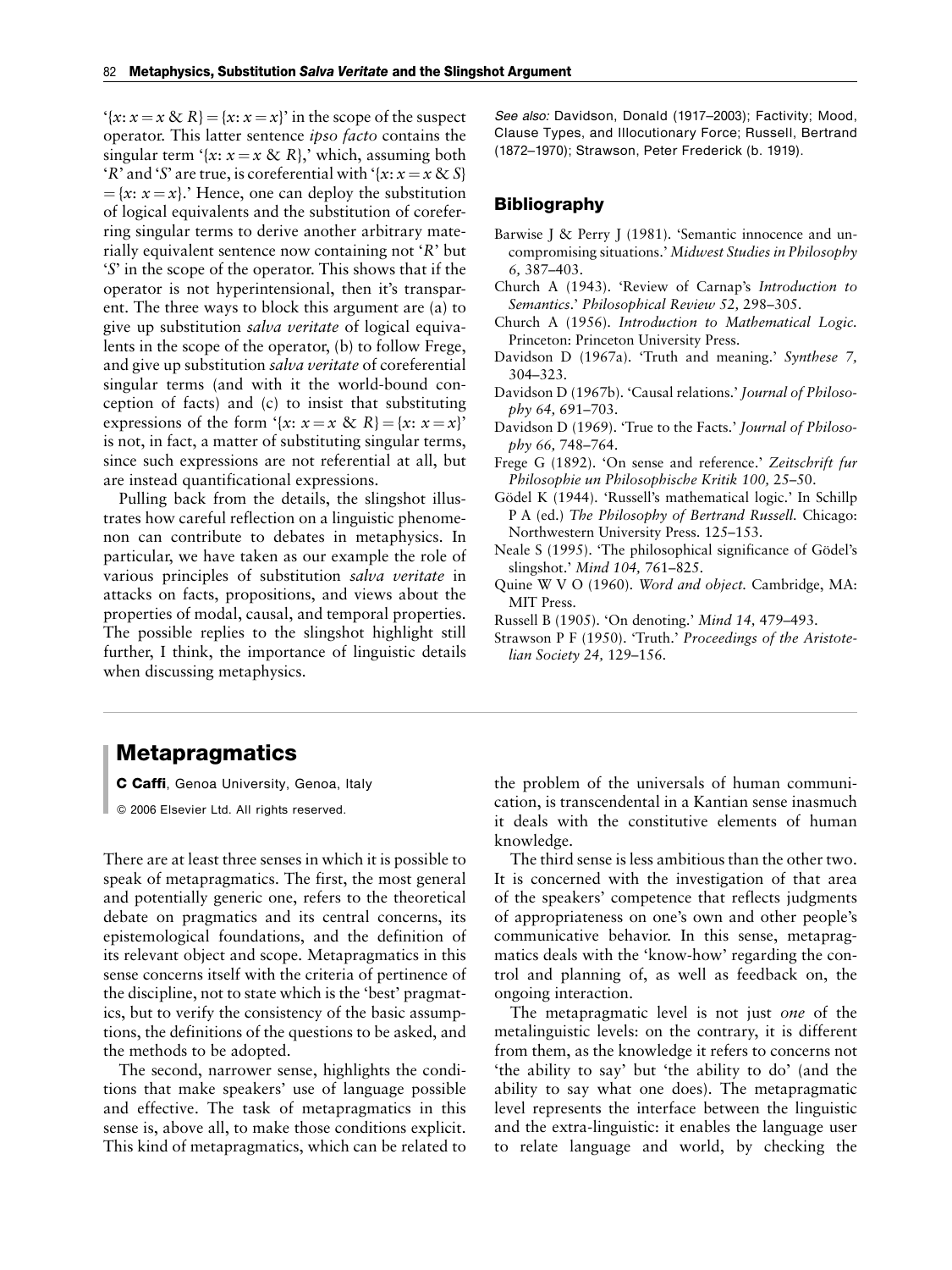'$\{x: x = x \;\&\; R\} = \{x: x = x\}$' in the scope of the suspect operator. This latter sentence *ipso facto* contains the singular term '$\{x: x = x \;\&\; R\}$,' which, assuming both '*R*' and '*S*' are true, is coreferential with '$\{x: x = x \;\&\; S\} = \{x: x = x\}$.' Hence, one can deploy the substitution of logical equivalents and the substitution of coreferring singular terms to derive another arbitrary materially equivalent sentence now containing not '*R*' but '*S*' in the scope of the operator. This shows that if the operator is not hyperintensional, then it's transparent. The three ways to block this argument are (a) to give up substitution *salva veritate* of logical equivalents in the scope of the operator, (b) to follow Frege, and give up substitution *salva veritate* of coreferential singular terms (and with it the world-bound conception of facts) and (c) to insist that substituting expressions of the form '$\{x: x = x \;\&\; R\} = \{x: x = x\}$' is not, in fact, a matter of substituting singular terms, since such expressions are not referential at all, but are instead quantificational expressions.

Pulling back from the details, the slingshot illustrates how careful reflection on a linguistic phenomenon can contribute to debates in metaphysics. In particular, we have taken as our example the role of various principles of substitution *salva veritate* in attacks on facts, propositions, and views about the properties of modal, causal, and temporal properties. The possible replies to the slingshot highlight still further, I think, the importance of linguistic details when discussing metaphysics.

*See also:* Davidson, Donald (1917–2003); Factivity; Mood, Clause Types, and Illocutionary Force; Russell, Bertrand (1872–1970); Strawson, Peter Frederick (b. 1919).

## Bibliography

- Barwise J & Perry J (1981). 'Semantic innocence and uncompromising situations.' *Midwest Studies in Philosophy 6,* 387–403.
- Church A (1943). 'Review of Carnap's *Introduction to Semantics*.' *Philosophical Review 52,* 298–305.
- Church A (1956). *Introduction to Mathematical Logic.* Princeton: Princeton University Press.
- Davidson D (1967a). 'Truth and meaning.' *Synthese 7,* 304–323.
- Davidson D (1967b). 'Causal relations.' *Journal of Philosophy 64,* 691–703.
- Davidson D (1969). 'True to the Facts.' *Journal of Philosophy 66,* 748–764.
- Frege G (1892). 'On sense and reference.' *Zeitschrift fur Philosophie un Philosophische Kritik 100,* 25–50.
- Gödel K (1944). 'Russell's mathematical logic.' In Schillp P A (ed.) *The Philosophy of Bertrand Russell.* Chicago: Northwestern University Press. 125–153.
- Neale S (1995). 'The philosophical significance of Gödel's slingshot.' *Mind 104,* 761–825.
- Quine W V O (1960). *Word and object.* Cambridge, MA: MIT Press.
- Russell B (1905). 'On denoting.' *Mind 14,* 479–493.
- Strawson P F (1950). 'Truth.' *Proceedings of the Aristotelian Society 24,* 129–156.

# Metapragmatics

**C Caffi**, Genoa University, Genoa, Italy

© 2006 Elsevier Ltd. All rights reserved.

There are at least three senses in which it is possible to speak of metapragmatics. The first, the most general and potentially generic one, refers to the theoretical debate on pragmatics and its central concerns, its epistemological foundations, and the definition of its relevant object and scope. Metapragmatics in this sense concerns itself with the criteria of pertinence of the discipline, not to state which is the 'best' pragmatics, but to verify the consistency of the basic assumptions, the definitions of the questions to be asked, and the methods to be adopted.

The second, narrower sense, highlights the conditions that make speakers' use of language possible and effective. The task of metapragmatics in this sense is, above all, to make those conditions explicit. This kind of metapragmatics, which can be related to the problem of the universals of human communication, is transcendental in a Kantian sense inasmuch it deals with the constitutive elements of human knowledge.

The third sense is less ambitious than the other two. It is concerned with the investigation of that area of the speakers' competence that reflects judgments of appropriateness on one's own and other people's communicative behavior. In this sense, metapragmatics deals with the 'know-how' regarding the control and planning of, as well as feedback on, the ongoing interaction.

The metapragmatic level is not just *one* of the metalinguistic levels: on the contrary, it is different from them, as the knowledge it refers to concerns not 'the ability to say' but 'the ability to do' (and the ability to say what one does). The metapragmatic level represents the interface between the linguistic and the extra-linguistic: it enables the language user to relate language and world, by checking the